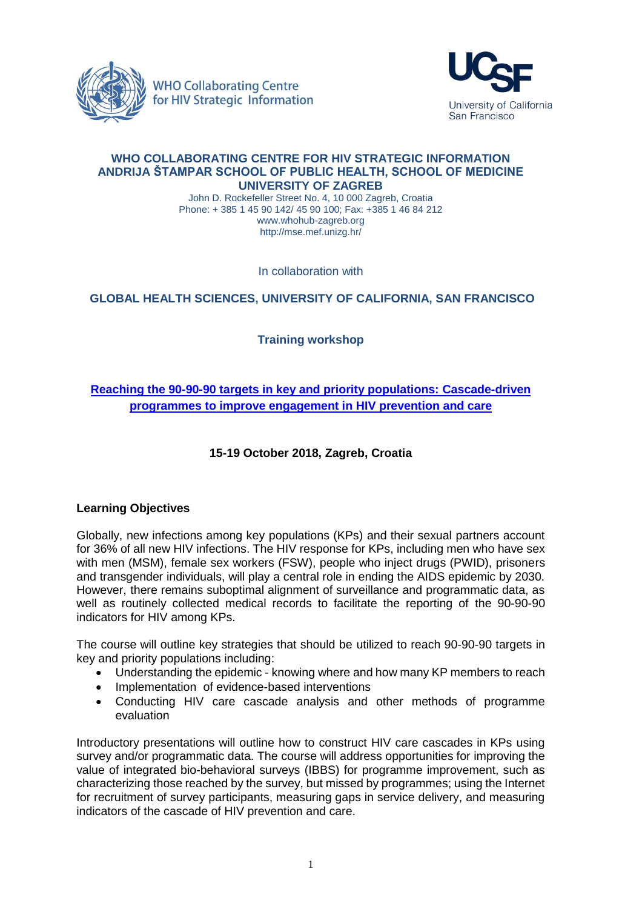WHO Collaborating Centre for HIV Strategic Information

**WHO COLLABORATING CENTRE FOR HIV STRATEGIC INFORMATION**
**ANDRIJA ŠTAMPAR SCHOOL OF PUBLIC HEALTH, SCHOOL OF MEDICINE**
**UNIVERSITY OF ZAGREB**

John D. Rockefeller Street No. 4, 10 000 Zagreb, Croatia
Phone: + 385 1 45 90 142/ 45 90 100; Fax: +385 1 46 84 212
www.whohub-zagreb.org
http://mse.mef.unizg.hr/

In collaboration with

**GLOBAL HEALTH SCIENCES, UNIVERSITY OF CALIFORNIA, SAN FRANCISCO**

**Training workshop**

# Reaching the 90-90-90 targets in key and priority populations: Cascade-driven programmes to improve engagement in HIV prevention and care

**15-19 October 2018, Zagreb, Croatia**

## Learning Objectives

Globally, new infections among key populations (KPs) and their sexual partners account for 36% of all new HIV infections. The HIV response for KPs, including men who have sex with men (MSM), female sex workers (FSW), people who inject drugs (PWID), prisoners and transgender individuals, will play a central role in ending the AIDS epidemic by 2030. However, there remains suboptimal alignment of surveillance and programmatic data, as well as routinely collected medical records to facilitate the reporting of the 90-90-90 indicators for HIV among KPs.

The course will outline key strategies that should be utilized to reach 90-90-90 targets in key and priority populations including:

- Understanding the epidemic - knowing where and how many KP members to reach
- Implementation of evidence-based interventions
- Conducting HIV care cascade analysis and other methods of programme evaluation

Introductory presentations will outline how to construct HIV care cascades in KPs using survey and/or programmatic data. The course will address opportunities for improving the value of integrated bio-behavioral surveys (IBBS) for programme improvement, such as characterizing those reached by the survey, but missed by programmes; using the Internet for recruitment of survey participants, measuring gaps in service delivery, and measuring indicators of the cascade of HIV prevention and care.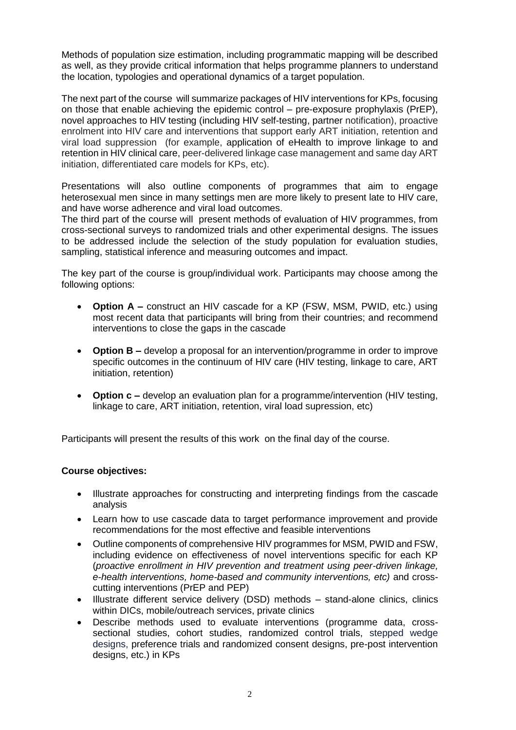Methods of population size estimation, including programmatic mapping will be described as well, as they provide critical information that helps programme planners to understand the location, typologies and operational dynamics of a target population.

The next part of the course will summarize packages of HIV interventions for KPs, focusing on those that enable achieving the epidemic control – pre-exposure prophylaxis (PrEP), novel approaches to HIV testing (including HIV self-testing, partner notification), proactive enrolment into HIV care and interventions that support early ART initiation, retention and viral load suppression (for example, application of eHealth to improve linkage to and retention in HIV clinical care, peer-delivered linkage case management and same day ART initiation, differentiated care models for KPs, etc).

Presentations will also outline components of programmes that aim to engage heterosexual men since in many settings men are more likely to present late to HIV care, and have worse adherence and viral load outcomes.

The third part of the course will present methods of evaluation of HIV programmes, from cross-sectional surveys to randomized trials and other experimental designs. The issues to be addressed include the selection of the study population for evaluation studies, sampling, statistical inference and measuring outcomes and impact.

The key part of the course is group/individual work. Participants may choose among the following options:

- **Option A –** construct an HIV cascade for a KP (FSW, MSM, PWID, etc.) using most recent data that participants will bring from their countries; and recommend interventions to close the gaps in the cascade
- **Option B –** develop a proposal for an intervention/programme in order to improve specific outcomes in the continuum of HIV care (HIV testing, linkage to care, ART initiation, retention)
- **Option c –** develop an evaluation plan for a programme/intervention (HIV testing, linkage to care, ART initiation, retention, viral load supression, etc)

Participants will present the results of this work on the final day of the course.

**Course objectives:**

- Illustrate approaches for constructing and interpreting findings from the cascade analysis
- Learn how to use cascade data to target performance improvement and provide recommendations for the most effective and feasible interventions
- Outline components of comprehensive HIV programmes for MSM, PWID and FSW, including evidence on effectiveness of novel interventions specific for each KP (*proactive enrollment in HIV prevention and treatment using peer-driven linkage, e-health interventions, home-based and community interventions, etc)* and cross-cutting interventions (PrEP and PEP)
- Illustrate different service delivery (DSD) methods – stand-alone clinics, clinics within DICs, mobile/outreach services, private clinics
- Describe methods used to evaluate interventions (programme data, cross-sectional studies, cohort studies, randomized control trials, stepped wedge designs, preference trials and randomized consent designs, pre-post intervention designs, etc.) in KPs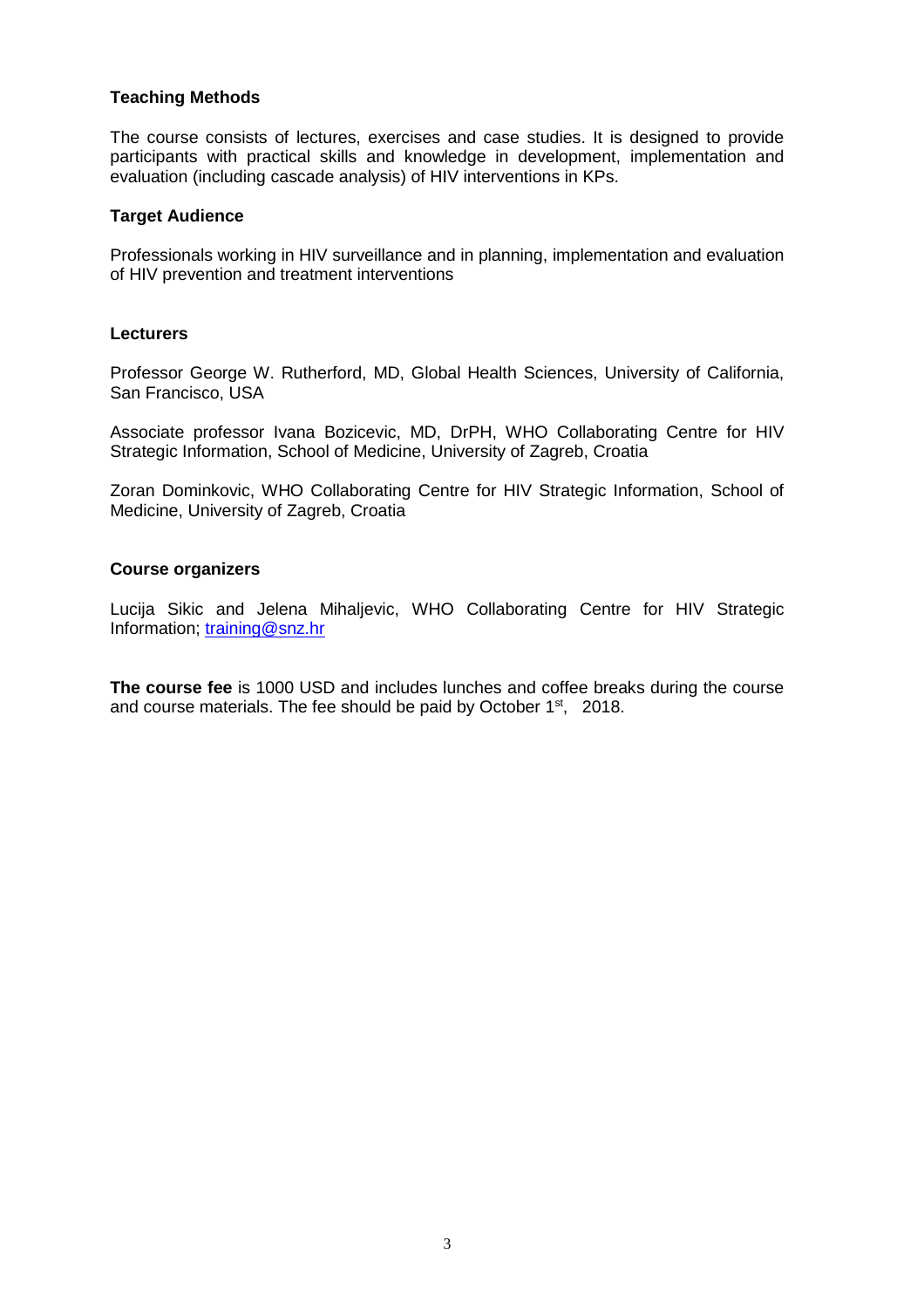### Teaching Methods

The course consists of lectures, exercises and case studies. It is designed to provide participants with practical skills and knowledge in development, implementation and evaluation (including cascade analysis) of HIV interventions in KPs.

### Target Audience

Professionals working in HIV surveillance and in planning, implementation and evaluation of HIV prevention and treatment interventions

### Lecturers

Professor George W. Rutherford, MD, Global Health Sciences, University of California, San Francisco, USA

Associate professor Ivana Bozicevic, MD, DrPH, WHO Collaborating Centre for HIV Strategic Information, School of Medicine, University of Zagreb, Croatia

Zoran Dominkovic, WHO Collaborating Centre for HIV Strategic Information, School of Medicine, University of Zagreb, Croatia

### Course organizers

Lucija Sikic and Jelena Mihaljevic, WHO Collaborating Centre for HIV Strategic Information; training@snz.hr

**The course fee** is 1000 USD and includes lunches and coffee breaks during the course and course materials. The fee should be paid by October 1st, 2018.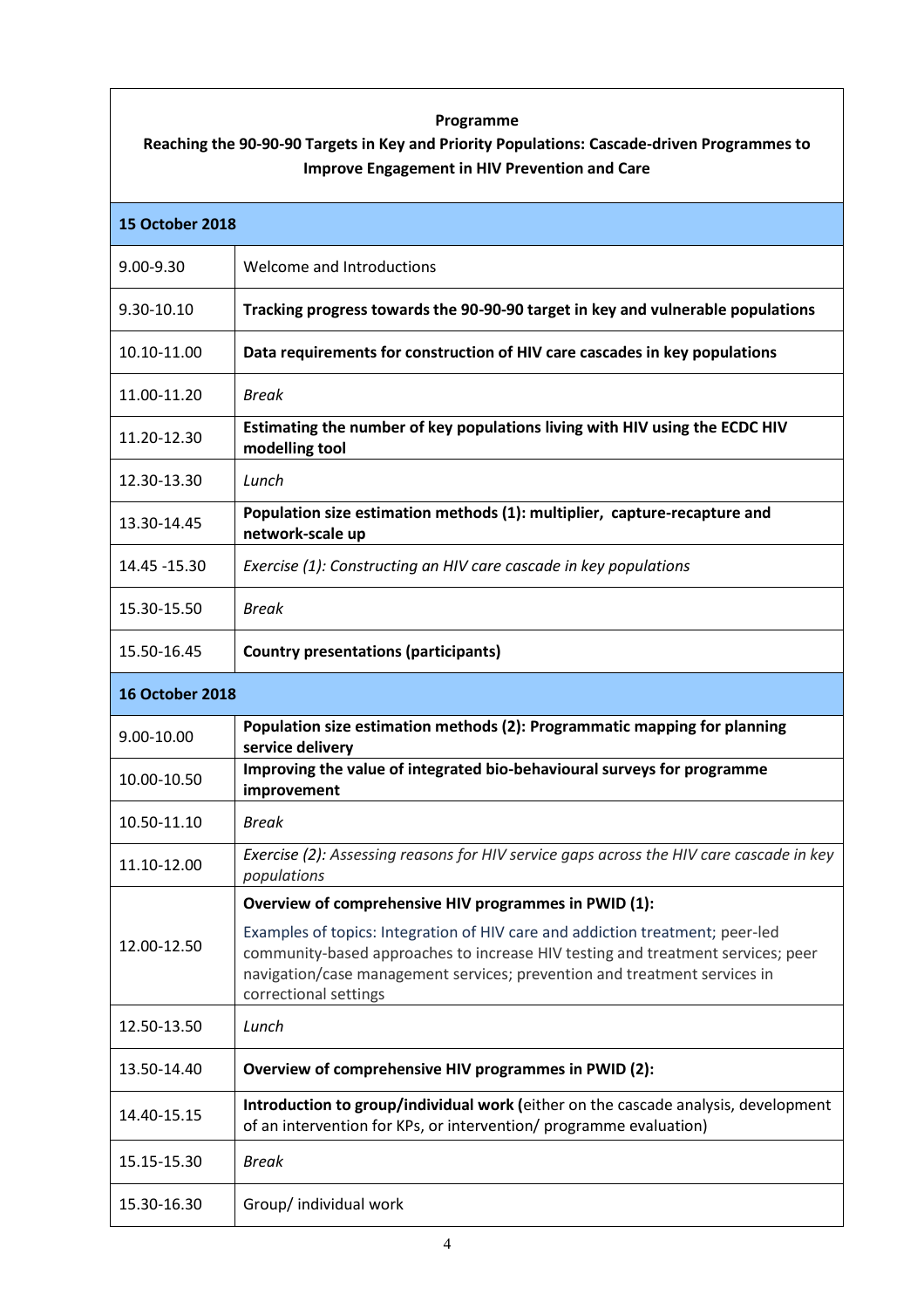**Programme**

**Reaching the 90-90-90 Targets in Key and Priority Populations: Cascade-driven Programmes to Improve Engagement in HIV Prevention and Care**

| **15 October 2018** | |
|---|---|
| 9.00-9.30 | Welcome and Introductions |
| 9.30-10.10 | **Tracking progress towards the 90-90-90 target in key and vulnerable populations** |
| 10.10-11.00 | **Data requirements for construction of HIV care cascades in key populations** |
| 11.00-11.20 | *Break* |
| 11.20-12.30 | **Estimating the number of key populations living with HIV using the ECDC HIV modelling tool** |
| 12.30-13.30 | *Lunch* |
| 13.30-14.45 | **Population size estimation methods (1): multiplier, capture-recapture and network-scale up** |
| 14.45 -15.30 | *Exercise (1): Constructing an HIV care cascade in key populations* |
| 15.30-15.50 | *Break* |
| 15.50-16.45 | **Country presentations (participants)** |
| **16 October 2018** | |
| 9.00-10.00 | **Population size estimation methods (2): Programmatic mapping for planning service delivery** |
| 10.00-10.50 | **Improving the value of integrated bio-behavioural surveys for programme improvement** |
| 10.50-11.10 | *Break* |
| 11.10-12.00 | *Exercise (2): Assessing reasons for HIV service gaps across the HIV care cascade in key populations* |
| 12.00-12.50 | **Overview of comprehensive HIV programmes in PWID (1):**<br><br>Examples of topics: Integration of HIV care and addiction treatment; peer-led community-based approaches to increase HIV testing and treatment services; peer navigation/case management services; prevention and treatment services in correctional settings |
| 12.50-13.50 | *Lunch* |
| 13.50-14.40 | **Overview of comprehensive HIV programmes in PWID (2):** |
| 14.40-15.15 | **Introduction to group/individual work (**either on the cascade analysis, development of an intervention for KPs, or intervention/ programme evaluation) |
| 15.15-15.30 | *Break* |
| 15.30-16.30 | Group/ individual work |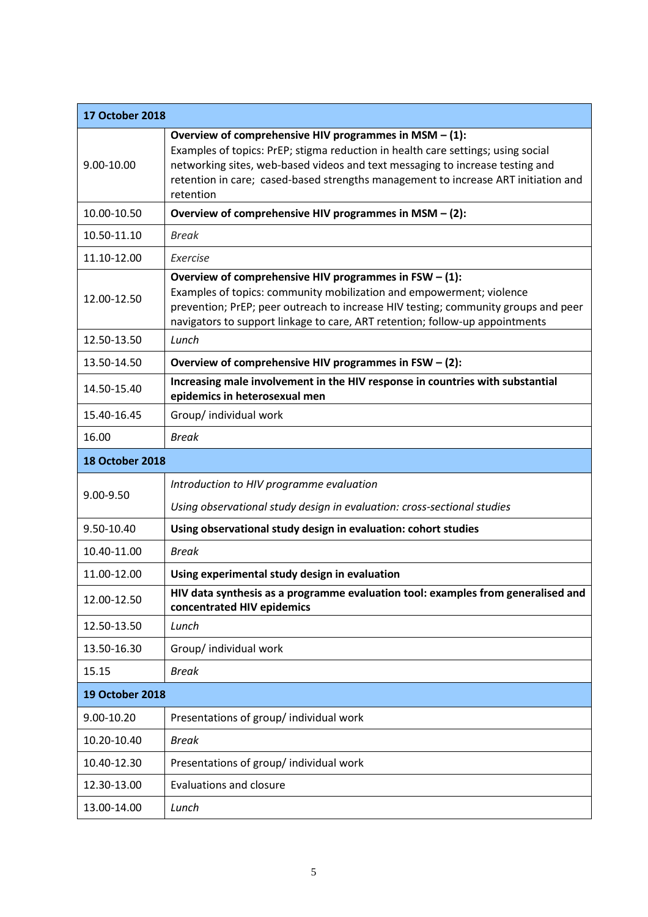| | |
|---|---|
| **17 October 2018** | |
| 9.00-10.00 | **Overview of comprehensive HIV programmes in MSM – (1):**<br>Examples of topics: PrEP; stigma reduction in health care settings; using social networking sites, web-based videos and text messaging to increase testing and retention in care; cased-based strengths management to increase ART initiation and retention |
| 10.00-10.50 | **Overview of comprehensive HIV programmes in MSM – (2):** |
| 10.50-11.10 | *Break* |
| 11.10-12.00 | *Exercise* |
| 12.00-12.50 | **Overview of comprehensive HIV programmes in FSW – (1):**<br>Examples of topics: community mobilization and empowerment; violence prevention; PrEP; peer outreach to increase HIV testing; community groups and peer navigators to support linkage to care, ART retention; follow-up appointments |
| 12.50-13.50 | *Lunch* |
| 13.50-14.50 | **Overview of comprehensive HIV programmes in FSW – (2):** |
| 14.50-15.40 | **Increasing male involvement in the HIV response in countries with substantial epidemics in heterosexual men** |
| 15.40-16.45 | Group/ individual work |
| 16.00 | *Break* |
| **18 October 2018** | |
| 9.00-9.50 | *Introduction to HIV programme evaluation*<br>*Using observational study design in evaluation: cross-sectional studies* |
| 9.50-10.40 | **Using observational study design in evaluation: cohort studies** |
| 10.40-11.00 | *Break* |
| 11.00-12.00 | **Using experimental study design in evaluation** |
| 12.00-12.50 | **HIV data synthesis as a programme evaluation tool: examples from generalised and concentrated HIV epidemics** |
| 12.50-13.50 | *Lunch* |
| 13.50-16.30 | Group/ individual work |
| 15.15 | *Break* |
| **19 October 2018** | |
| 9.00-10.20 | Presentations of group/ individual work |
| 10.20-10.40 | *Break* |
| 10.40-12.30 | Presentations of group/ individual work |
| 12.30-13.00 | Evaluations and closure |
| 13.00-14.00 | *Lunch* |